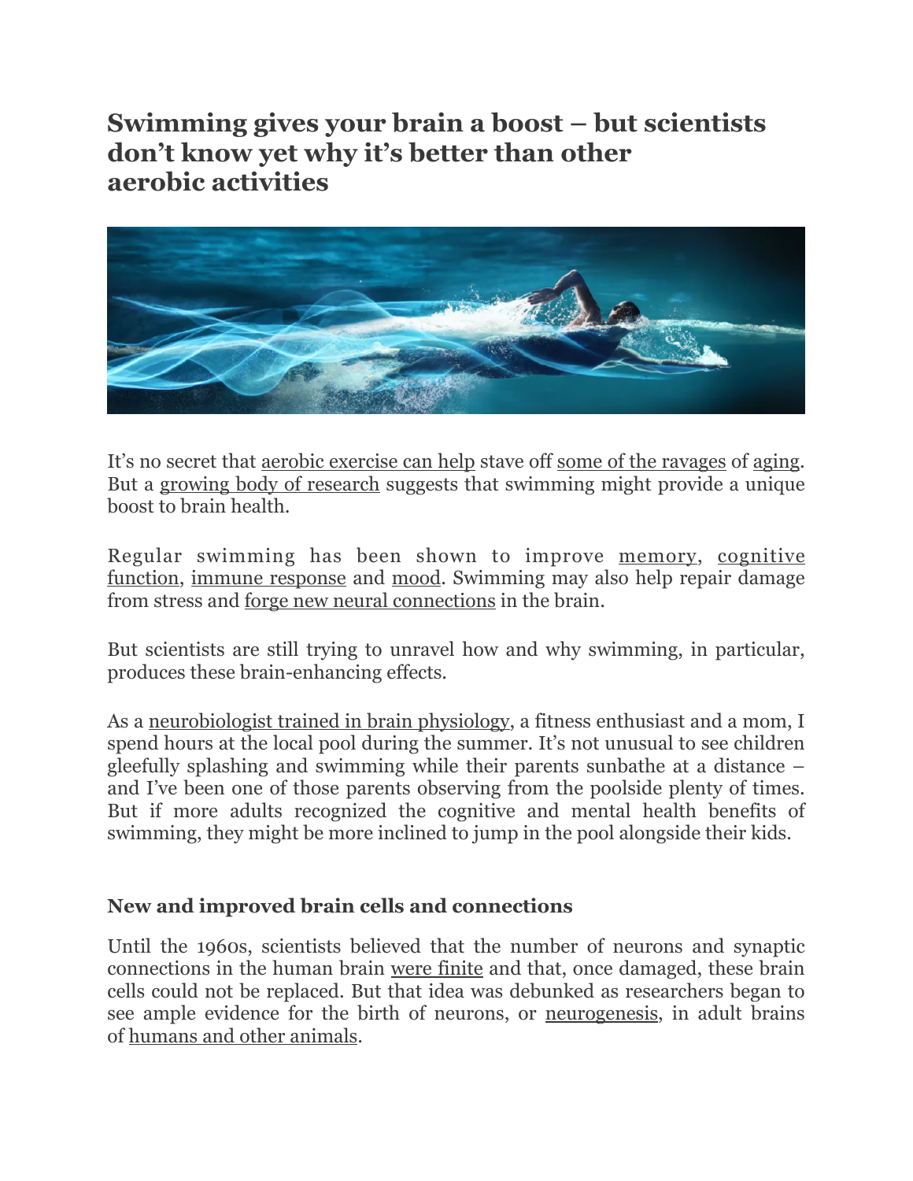# Swimming gives your brain a boost – but scientists don't know yet why it's better than other aerobic activities

It's no secret that aerobic exercise can help stave off some of the ravages of aging. But a growing body of research suggests that swimming might provide a unique boost to brain health.

Regular swimming has been shown to improve memory, cognitive function, immune response and mood. Swimming may also help repair damage from stress and forge new neural connections in the brain.

But scientists are still trying to unravel how and why swimming, in particular, produces these brain-enhancing effects.

As a neurobiologist trained in brain physiology, a fitness enthusiast and a mom, I spend hours at the local pool during the summer. It's not unusual to see children gleefully splashing and swimming while their parents sunbathe at a distance – and I've been one of those parents observing from the poolside plenty of times. But if more adults recognized the cognitive and mental health benefits of swimming, they might be more inclined to jump in the pool alongside their kids.

## New and improved brain cells and connections

Until the 1960s, scientists believed that the number of neurons and synaptic connections in the human brain were finite and that, once damaged, these brain cells could not be replaced. But that idea was debunked as researchers began to see ample evidence for the birth of neurons, or neurogenesis, in adult brains of humans and other animals.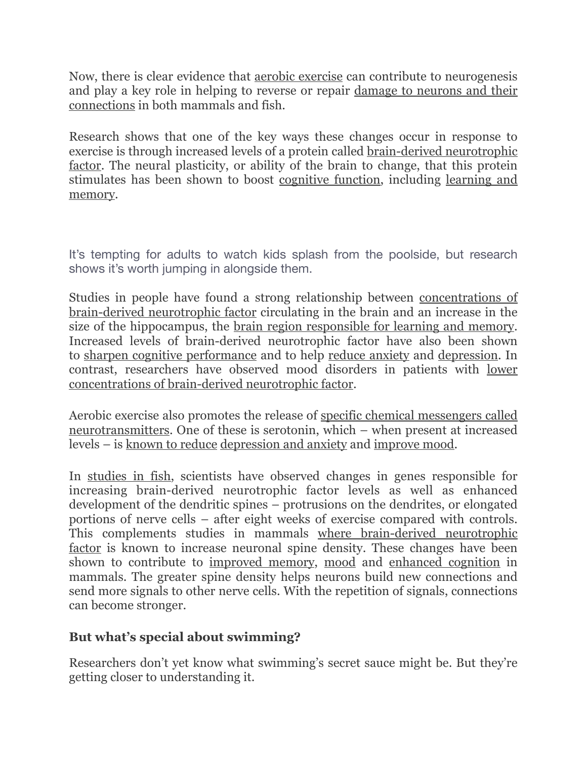Now, there is clear evidence that aerobic exercise can contribute to neurogenesis and play a key role in helping to reverse or repair damage to neurons and their connections in both mammals and fish.

Research shows that one of the key ways these changes occur in response to exercise is through increased levels of a protein called brain-derived neurotrophic factor. The neural plasticity, or ability of the brain to change, that this protein stimulates has been shown to boost cognitive function, including learning and memory.

It's tempting for adults to watch kids splash from the poolside, but research shows it's worth jumping in alongside them.

Studies in people have found a strong relationship between concentrations of brain-derived neurotrophic factor circulating in the brain and an increase in the size of the hippocampus, the brain region responsible for learning and memory. Increased levels of brain-derived neurotrophic factor have also been shown to sharpen cognitive performance and to help reduce anxiety and depression. In contrast, researchers have observed mood disorders in patients with lower concentrations of brain-derived neurotrophic factor.

Aerobic exercise also promotes the release of specific chemical messengers called neurotransmitters. One of these is serotonin, which – when present at increased levels – is known to reduce depression and anxiety and improve mood.

In studies in fish, scientists have observed changes in genes responsible for increasing brain-derived neurotrophic factor levels as well as enhanced development of the dendritic spines – protrusions on the dendrites, or elongated portions of nerve cells – after eight weeks of exercise compared with controls. This complements studies in mammals where brain-derived neurotrophic factor is known to increase neuronal spine density. These changes have been shown to contribute to improved memory, mood and enhanced cognition in mammals. The greater spine density helps neurons build new connections and send more signals to other nerve cells. With the repetition of signals, connections can become stronger.

**But what's special about swimming?**

Researchers don't yet know what swimming's secret sauce might be. But they're getting closer to understanding it.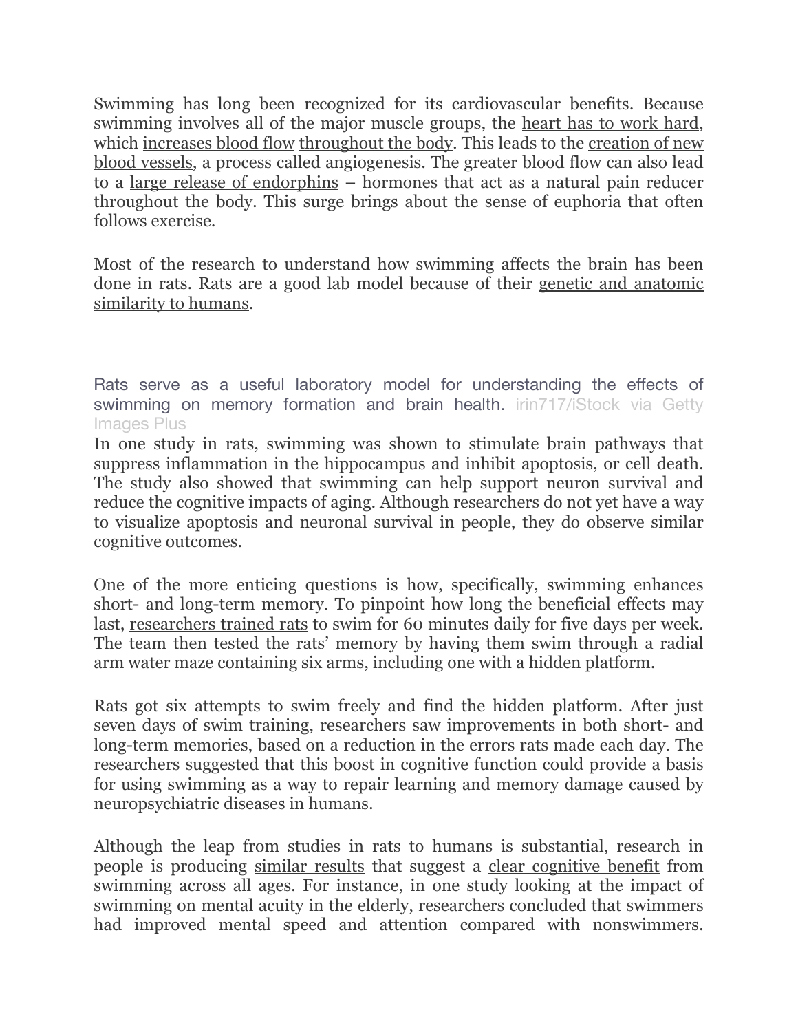Swimming has long been recognized for its cardiovascular benefits. Because swimming involves all of the major muscle groups, the heart has to work hard, which increases blood flow throughout the body. This leads to the creation of new blood vessels, a process called angiogenesis. The greater blood flow can also lead to a large release of endorphins – hormones that act as a natural pain reducer throughout the body. This surge brings about the sense of euphoria that often follows exercise.

Most of the research to understand how swimming affects the brain has been done in rats. Rats are a good lab model because of their genetic and anatomic similarity to humans.

Rats serve as a useful laboratory model for understanding the effects of swimming on memory formation and brain health. irin717/iStock via Getty Images Plus

In one study in rats, swimming was shown to stimulate brain pathways that suppress inflammation in the hippocampus and inhibit apoptosis, or cell death. The study also showed that swimming can help support neuron survival and reduce the cognitive impacts of aging. Although researchers do not yet have a way to visualize apoptosis and neuronal survival in people, they do observe similar cognitive outcomes.

One of the more enticing questions is how, specifically, swimming enhances short- and long-term memory. To pinpoint how long the beneficial effects may last, researchers trained rats to swim for 60 minutes daily for five days per week. The team then tested the rats' memory by having them swim through a radial arm water maze containing six arms, including one with a hidden platform.

Rats got six attempts to swim freely and find the hidden platform. After just seven days of swim training, researchers saw improvements in both short- and long-term memories, based on a reduction in the errors rats made each day. The researchers suggested that this boost in cognitive function could provide a basis for using swimming as a way to repair learning and memory damage caused by neuropsychiatric diseases in humans.

Although the leap from studies in rats to humans is substantial, research in people is producing similar results that suggest a clear cognitive benefit from swimming across all ages. For instance, in one study looking at the impact of swimming on mental acuity in the elderly, researchers concluded that swimmers had improved mental speed and attention compared with nonswimmers.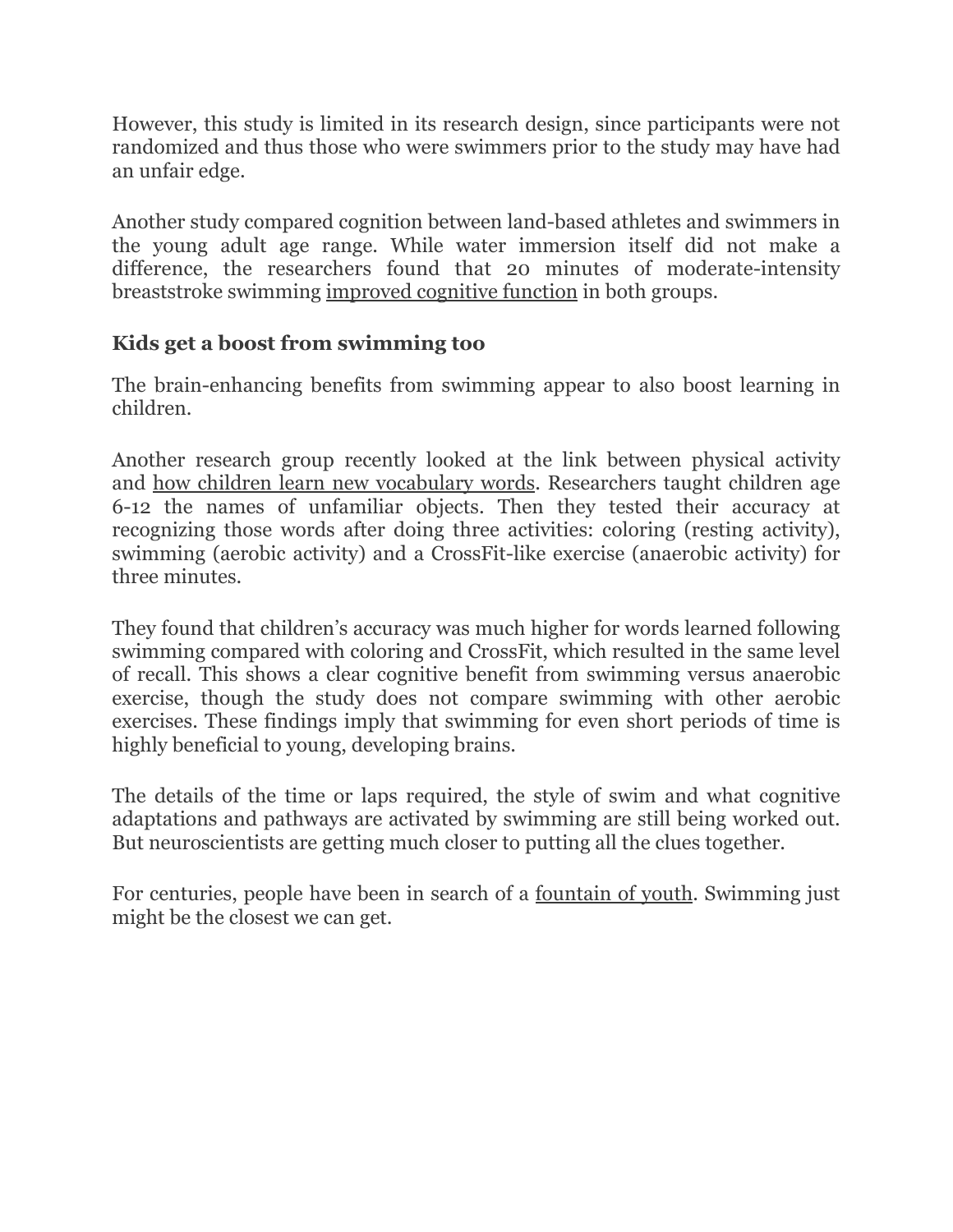However, this study is limited in its research design, since participants were not randomized and thus those who were swimmers prior to the study may have had an unfair edge.

Another study compared cognition between land-based athletes and swimmers in the young adult age range. While water immersion itself did not make a difference, the researchers found that 20 minutes of moderate-intensity breaststroke swimming improved cognitive function in both groups.

### Kids get a boost from swimming too

The brain-enhancing benefits from swimming appear to also boost learning in children.

Another research group recently looked at the link between physical activity and how children learn new vocabulary words. Researchers taught children age 6-12 the names of unfamiliar objects. Then they tested their accuracy at recognizing those words after doing three activities: coloring (resting activity), swimming (aerobic activity) and a CrossFit-like exercise (anaerobic activity) for three minutes.

They found that children's accuracy was much higher for words learned following swimming compared with coloring and CrossFit, which resulted in the same level of recall. This shows a clear cognitive benefit from swimming versus anaerobic exercise, though the study does not compare swimming with other aerobic exercises. These findings imply that swimming for even short periods of time is highly beneficial to young, developing brains.

The details of the time or laps required, the style of swim and what cognitive adaptations and pathways are activated by swimming are still being worked out. But neuroscientists are getting much closer to putting all the clues together.

For centuries, people have been in search of a fountain of youth. Swimming just might be the closest we can get.